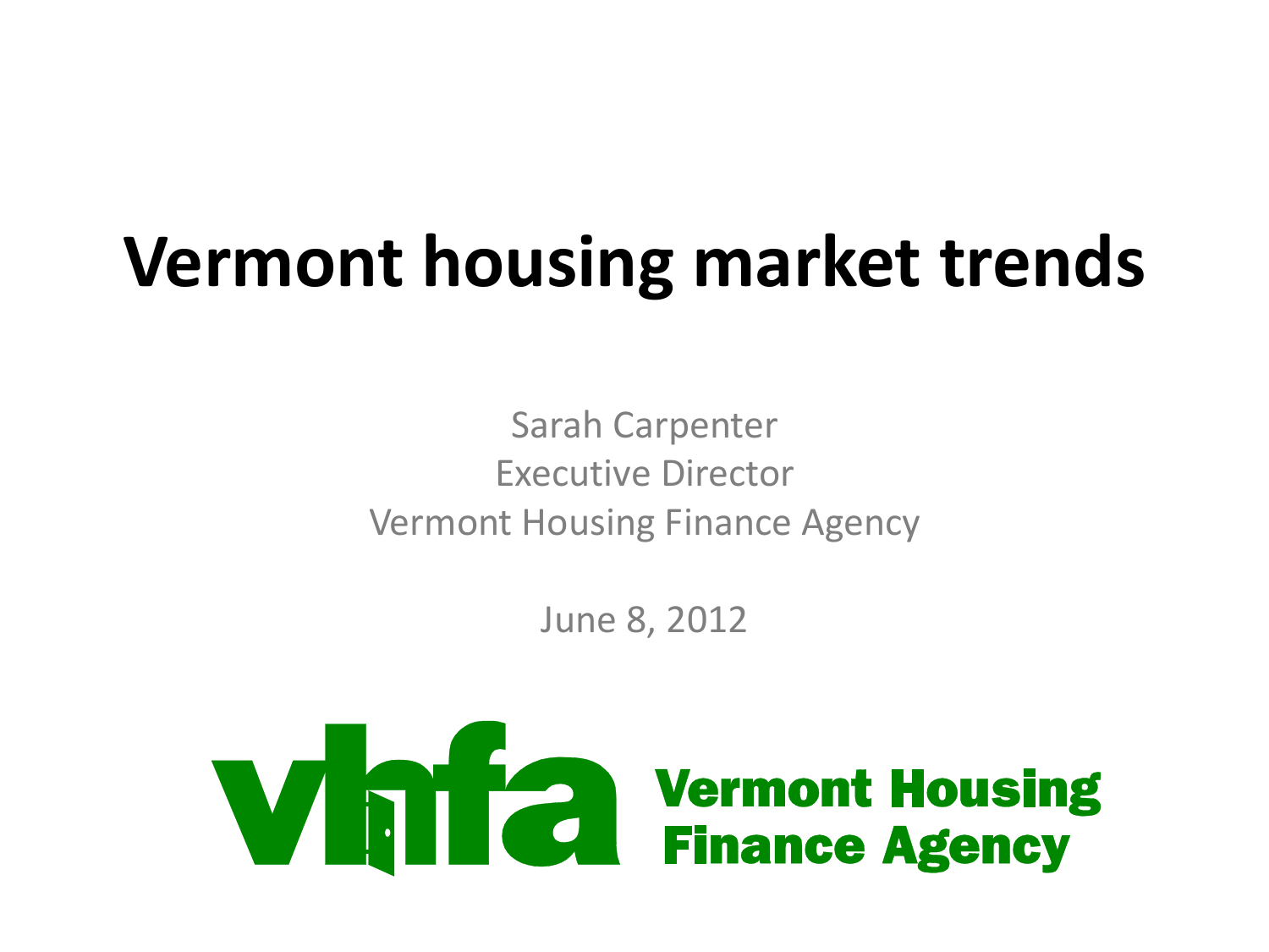# Vermont housing market trends

Sarah Carpenter
Executive Director
Vermont Housing Finance Agency

June 8, 2012

vhfa Vermont Housing Finance Agency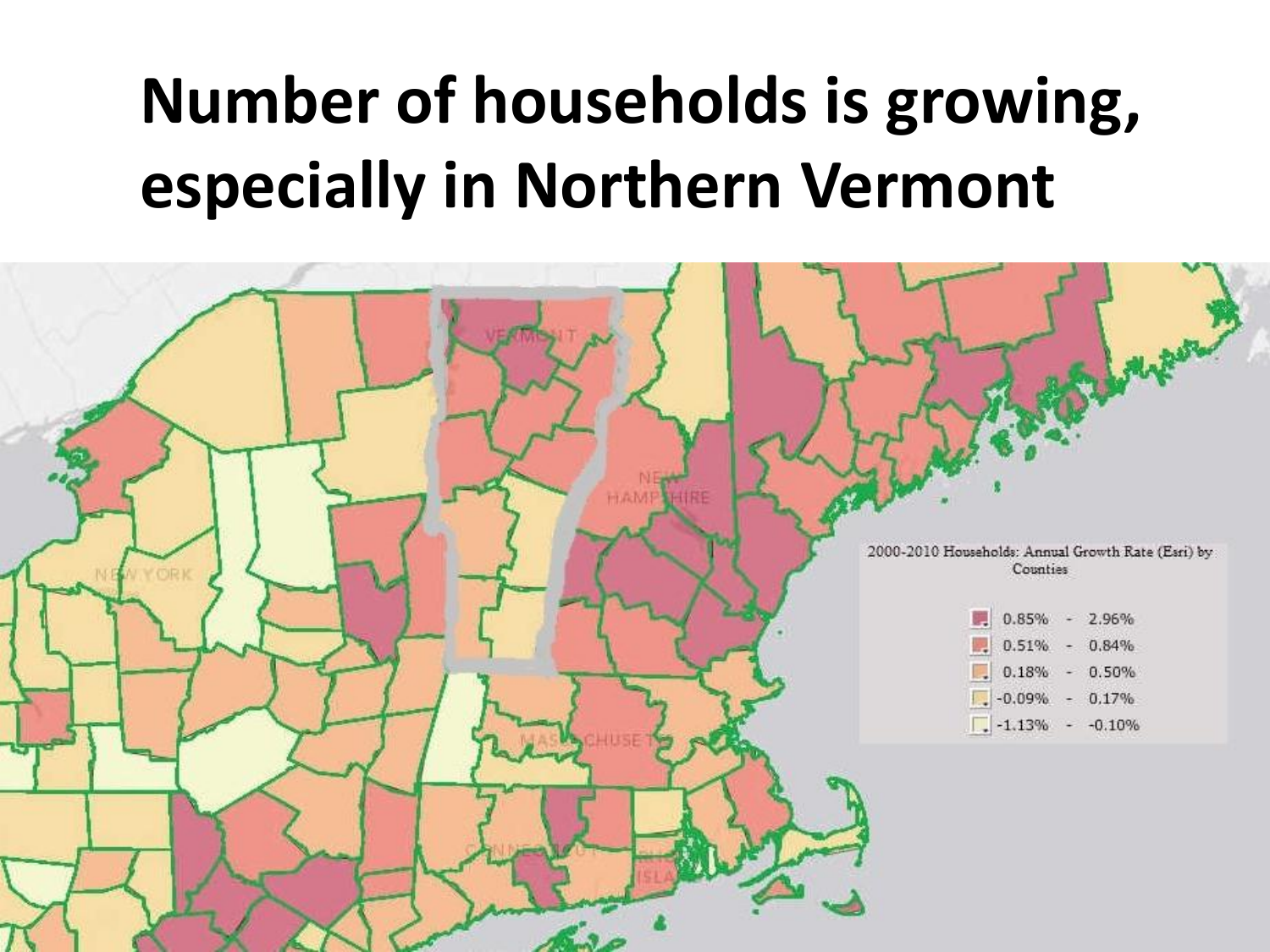# Number of households is growing, especially in Northern Vermont

2000-2010 Households: Annual Growth Rate (Esri) by Counties

- 0.85% - 2.96%
- 0.51% - 0.84%
- 0.18% - 0.50%
- -0.09% - 0.17%
- -1.13% - -0.10%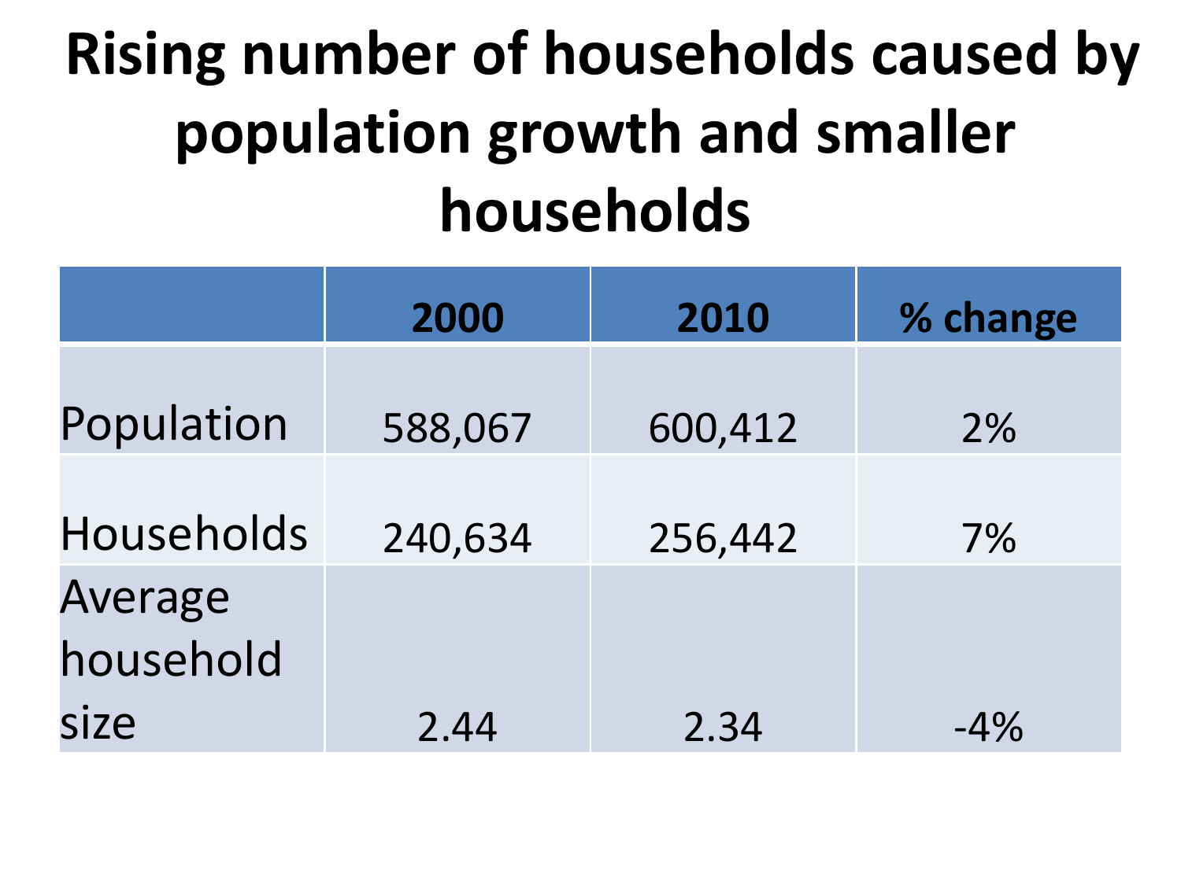# Rising number of households caused by population growth and smaller households

| | 2000 | 2010 | % change |
|---|---|---|---|
| Population | 588,067 | 600,412 | 2% |
| Households | 240,634 | 256,442 | 7% |
| Average household size | 2.44 | 2.34 | -4% |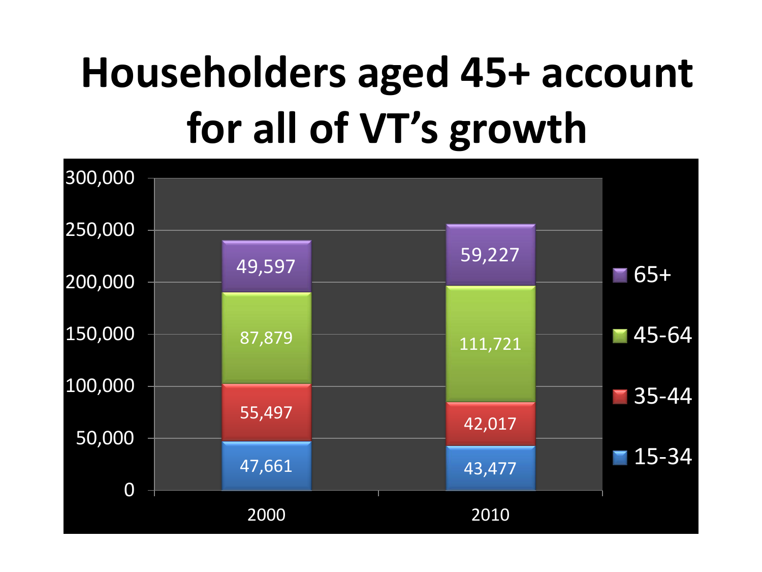# Householders aged 45+ account for all of VT's growth

| Age | 2000 | 2010 |
|---|---|---|
| 15-34 | 47,661 | 43,477 |
| 35-44 | 55,497 | 42,017 |
| 45-64 | 87,879 | 111,721 |
| 65+ | 49,597 | 59,227 |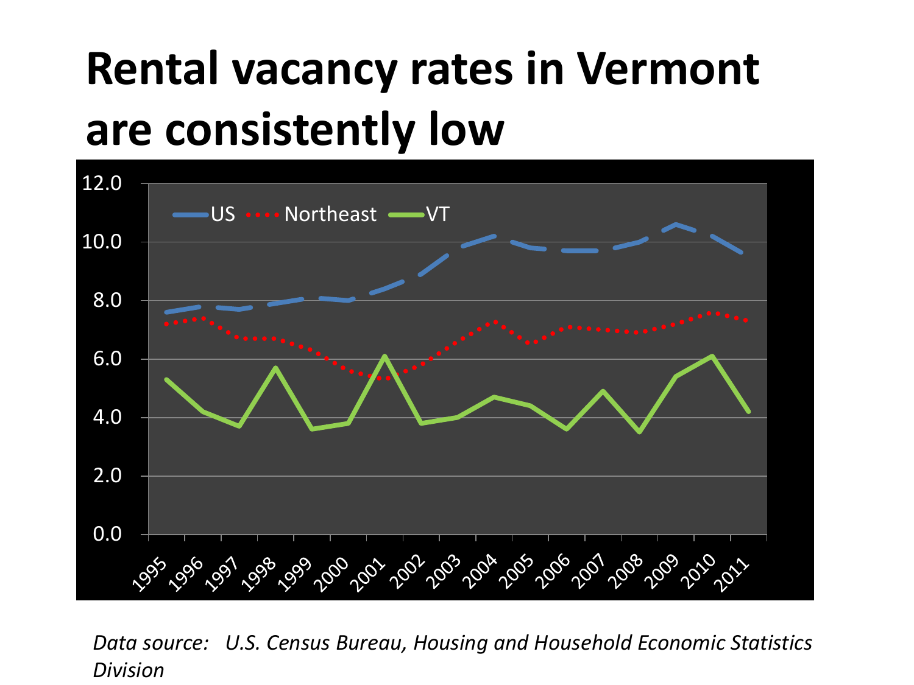# Rental vacancy rates in Vermont are consistently low

*Data source: U.S. Census Bureau, Housing and Household Economic Statistics Division*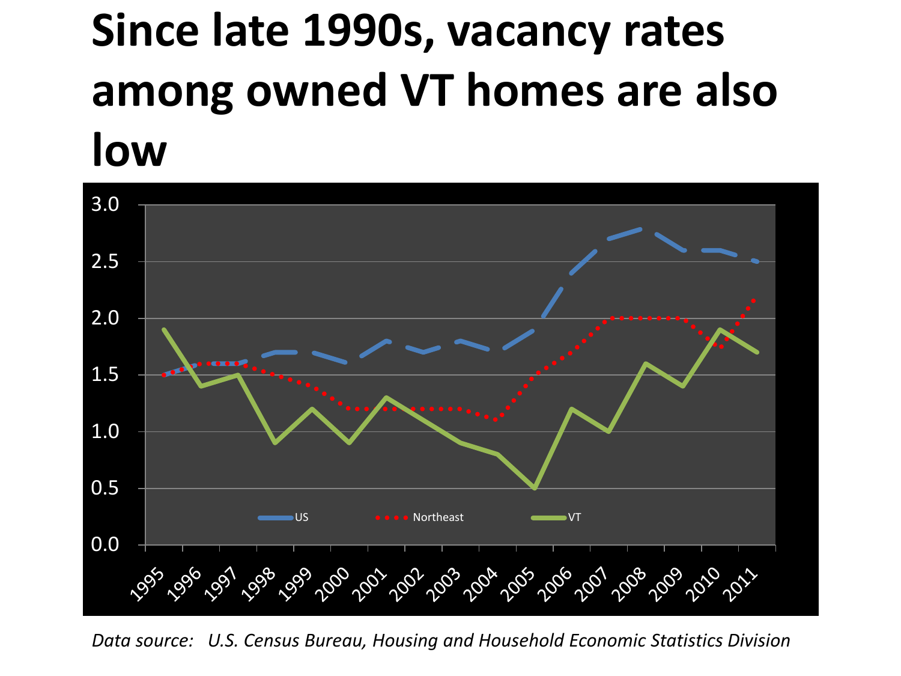# Since late 1990s, vacancy rates among owned VT homes are also low

*Data source: U.S. Census Bureau, Housing and Household Economic Statistics Division*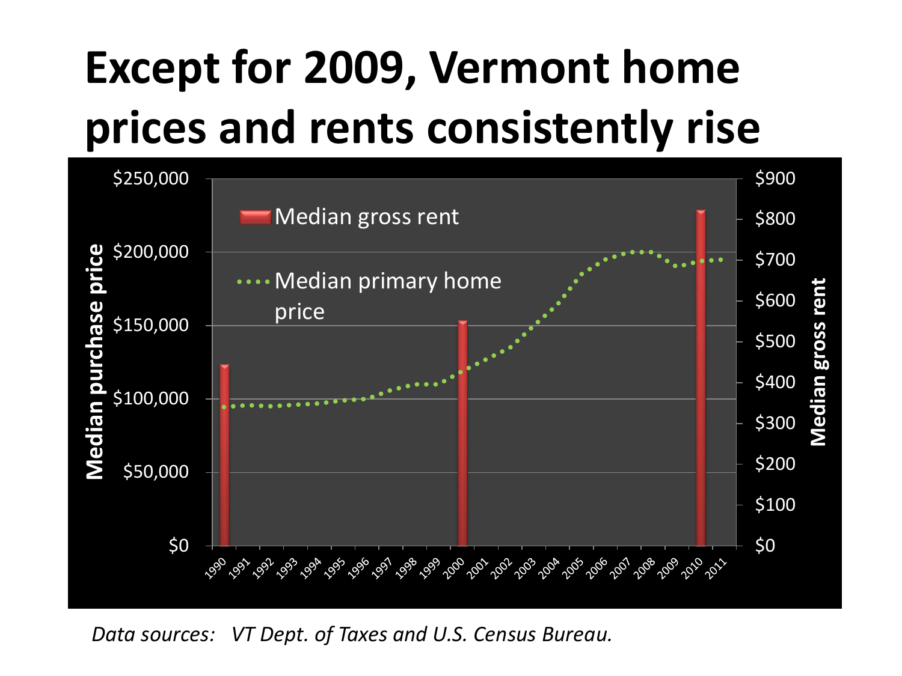# Except for 2009, Vermont home prices and rents consistently rise

*Data sources: VT Dept. of Taxes and U.S. Census Bureau.*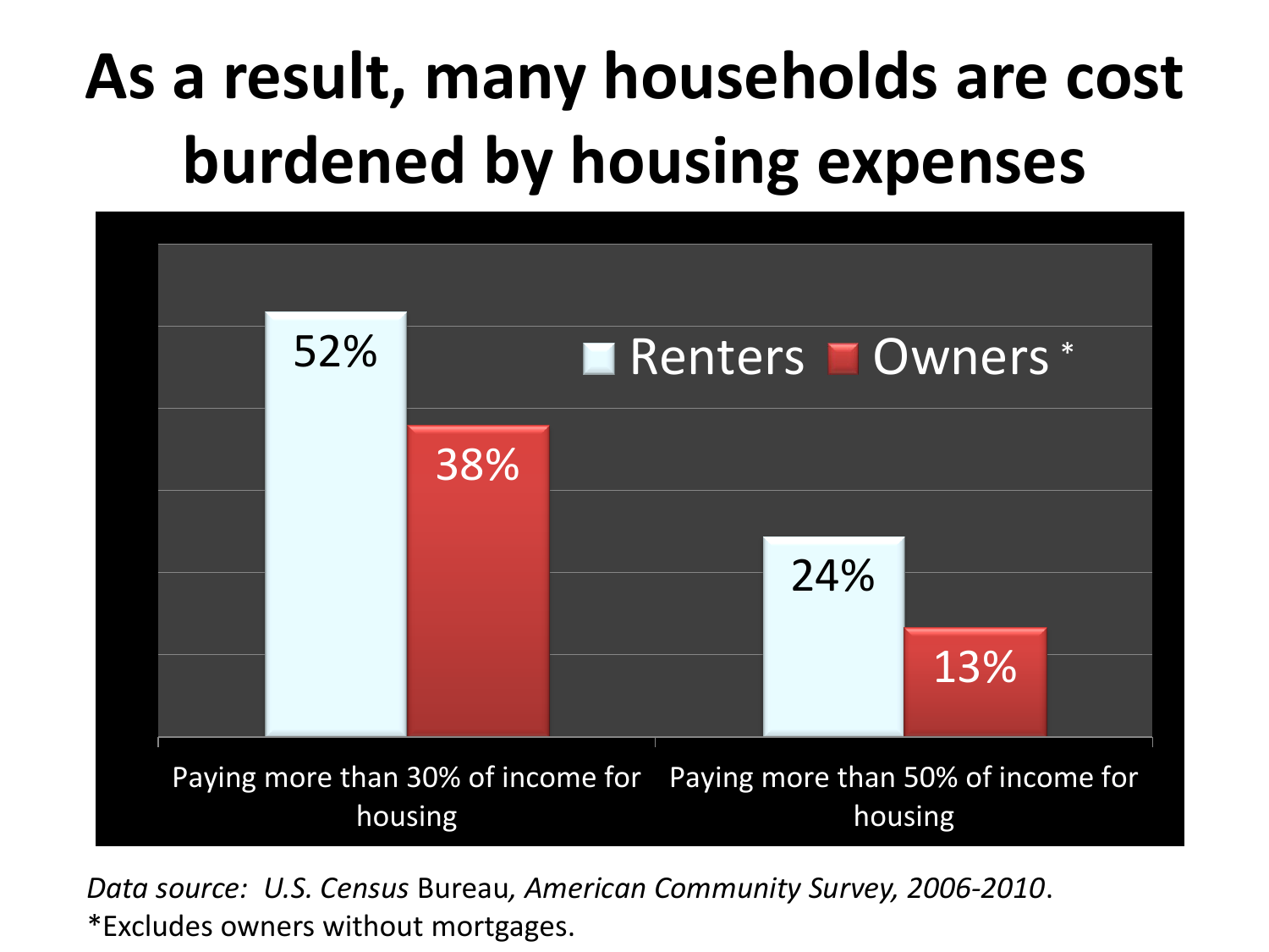# As a result, many households are cost burdened by housing expenses

| | Renters | Owners * |
| --- | --- | --- |
| Paying more than 30% of income for housing | 52% | 38% |
| Paying more than 50% of income for housing | 24% | 13% |

*Data source: U.S. Census* Bureau, *American Community Survey, 2006-2010*.
*Excludes owners without mortgages.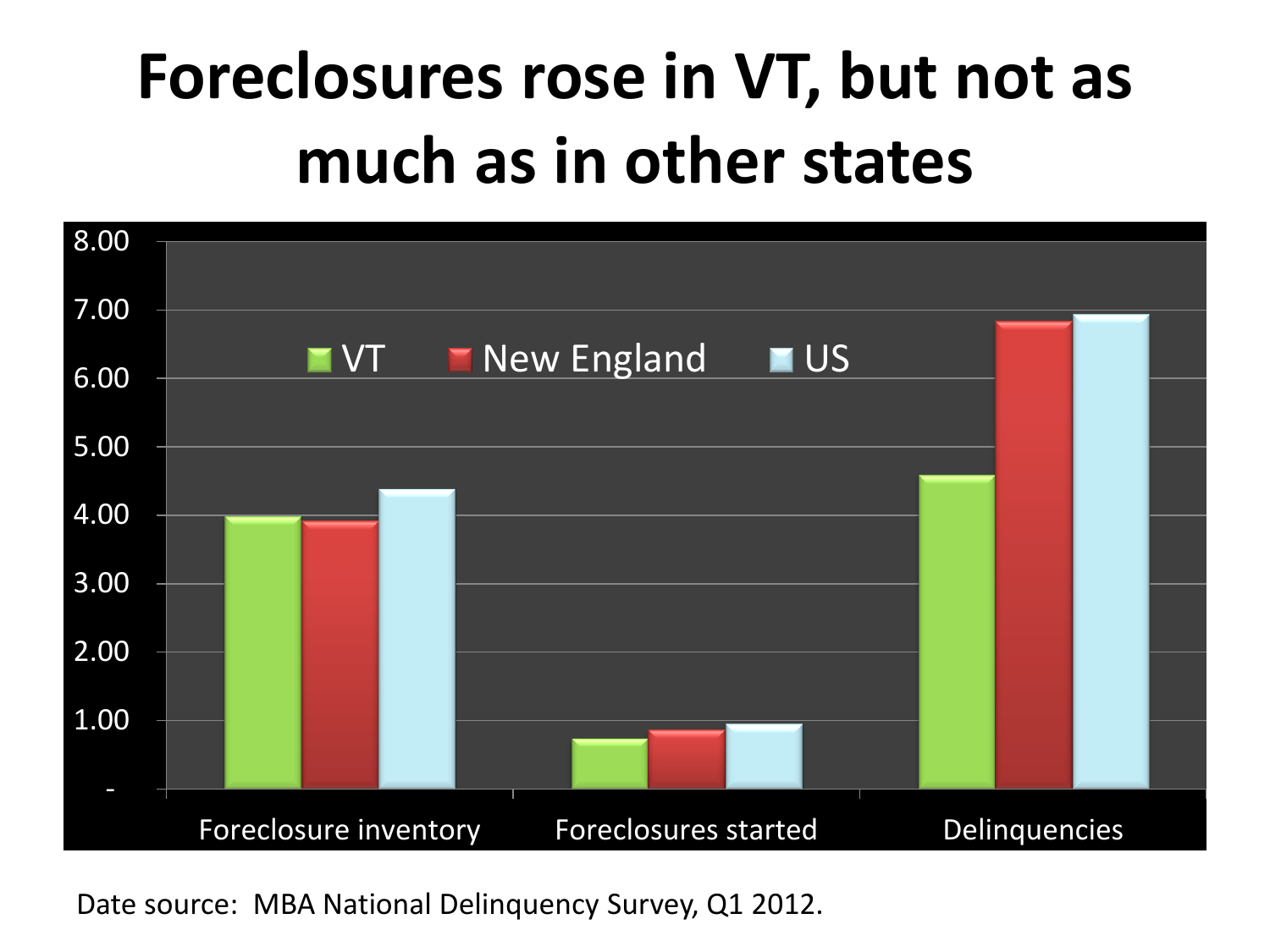# Foreclosures rose in VT, but not as much as in other states

| | VT | New England | US |
|---|---|---|---|
| Foreclosure inventory | 3.98 | 3.91 | 4.38 |
| Foreclosures started | 0.73 | 0.86 | 0.96 |
| Delinquencies | 4.58 | 6.84 | 6.94 |

Date source: MBA National Delinquency Survey, Q1 2012.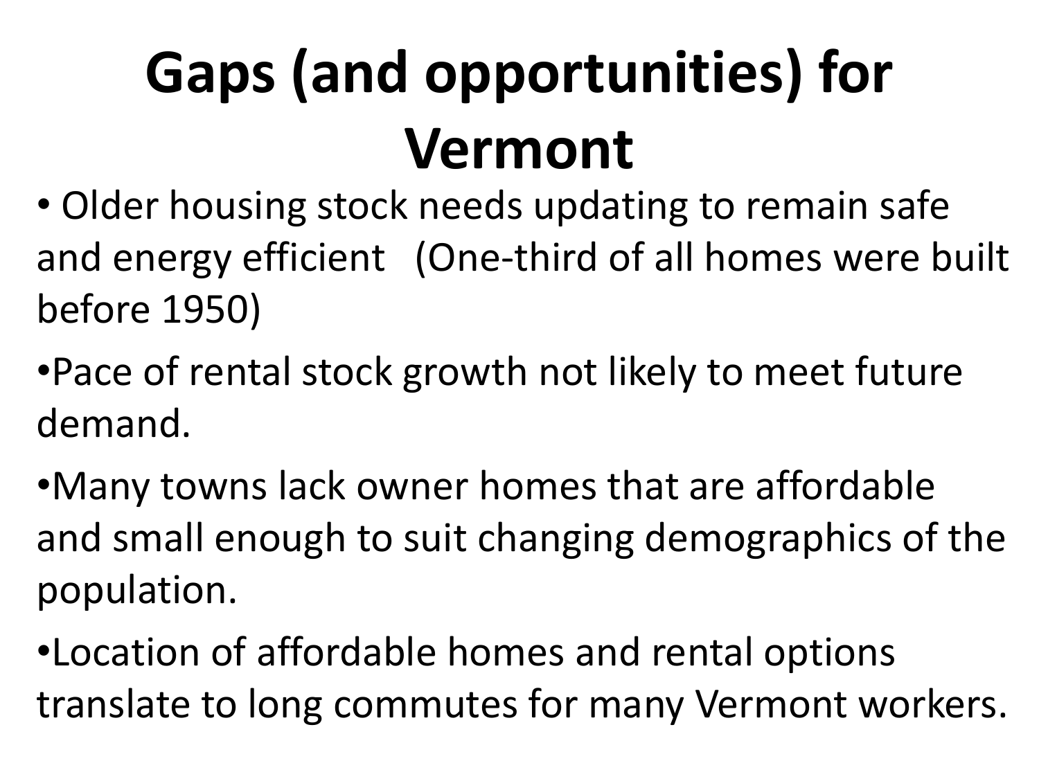# Gaps (and opportunities) for Vermont

- Older housing stock needs updating to remain safe and energy efficient (One-third of all homes were built before 1950)
- Pace of rental stock growth not likely to meet future demand.
- Many towns lack owner homes that are affordable and small enough to suit changing demographics of the population.
- Location of affordable homes and rental options translate to long commutes for many Vermont workers.